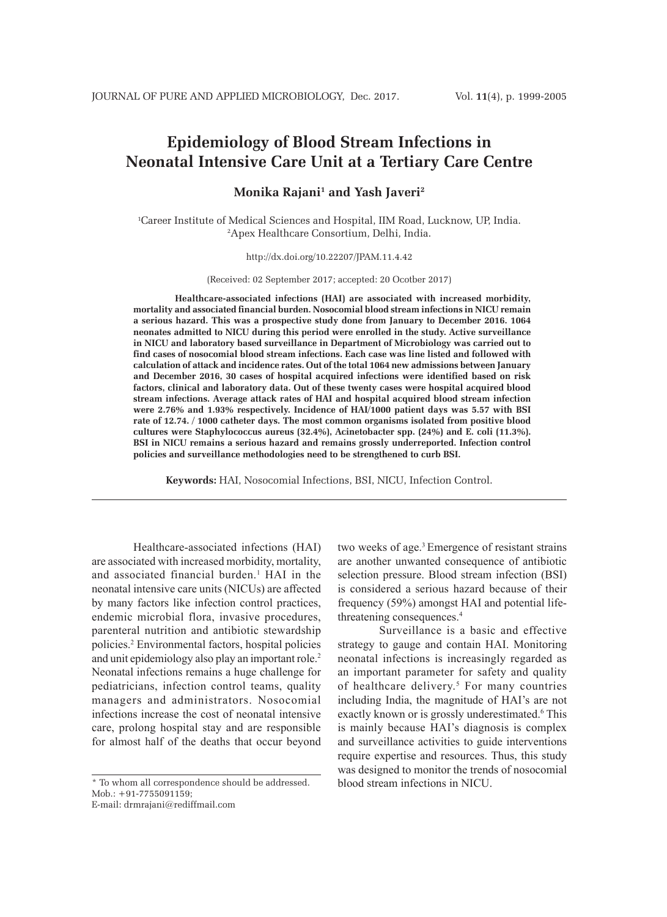# Epidemiology of Blood Stream Infections in Neonatal Intensive Care Unit at a Tertiary Care Centre

**Monika Rajani[1] and Yash Javeri[2]**

[1]Career Institute of Medical Sciences and Hospital, IIM Road, Lucknow, UP, India.
[2]Apex Healthcare Consortium, Delhi, India.

http://dx.doi.org/10.22207/JPAM.11.4.42

(Received: 02 September 2017; accepted: 20 Ocotber 2017)

**Healthcare-associated infections (HAI) are associated with increased morbidity, mortality and associated financial burden. Nosocomial blood stream infections in NICU remain a serious hazard. This was a prospective study done from January to December 2016. 1064 neonates admitted to NICU during this period were enrolled in the study. Active surveillance in NICU and laboratory based surveillance in Department of Microbiology was carried out to find cases of nosocomial blood stream infections. Each case was line listed and followed with calculation of attack and incidence rates. Out of the total 1064 new admissions between January and December 2016, 30 cases of hospital acquired infections were identified based on risk factors, clinical and laboratory data. Out of these twenty cases were hospital acquired blood stream infections. Average attack rates of HAI and hospital acquired blood stream infection were 2.76% and 1.93% respectively. Incidence of HAI/1000 patient days was 5.57 with BSI rate of 12.74. / 1000 catheter days. The most common organisms isolated from positive blood cultures were Staphylococcus aureus (32.4%), Acinetobacter spp. (24%) and E. coli (11.3%). BSI in NICU remains a serious hazard and remains grossly underreported. Infection control policies and surveillance methodologies need to be strengthened to curb BSI.**

**Keywords:** HAI, Nosocomial Infections, BSI, NICU, Infection Control.

Healthcare-associated infections (HAI) are associated with increased morbidity, mortality, and associated financial burden.[1] HAI in the neonatal intensive care units (NICUs) are affected by many factors like infection control practices, endemic microbial flora, invasive procedures, parenteral nutrition and antibiotic stewardship policies.[2] Environmental factors, hospital policies and unit epidemiology also play an important role.[2] Neonatal infections remains a huge challenge for pediatricians, infection control teams, quality managers and administrators. Nosocomial infections increase the cost of neonatal intensive care, prolong hospital stay and are responsible for almost half of the deaths that occur beyond two weeks of age.[3] Emergence of resistant strains are another unwanted consequence of antibiotic selection pressure. Blood stream infection (BSI) is considered a serious hazard because of their frequency (59%) amongst HAI and potential life-threatening consequences.[4]

Surveillance is a basic and effective strategy to gauge and contain HAI. Monitoring neonatal infections is increasingly regarded as an important parameter for safety and quality of healthcare delivery.[5] For many countries including India, the magnitude of HAI's are not exactly known or is grossly underestimated.[6] This is mainly because HAI's diagnosis is complex and surveillance activities to guide interventions require expertise and resources. Thus, this study was designed to monitor the trends of nosocomial blood stream infections in NICU.

* To whom all correspondence should be addressed.
Mob.: +91-7755091159;
E-mail: drmrajani@rediffmail.com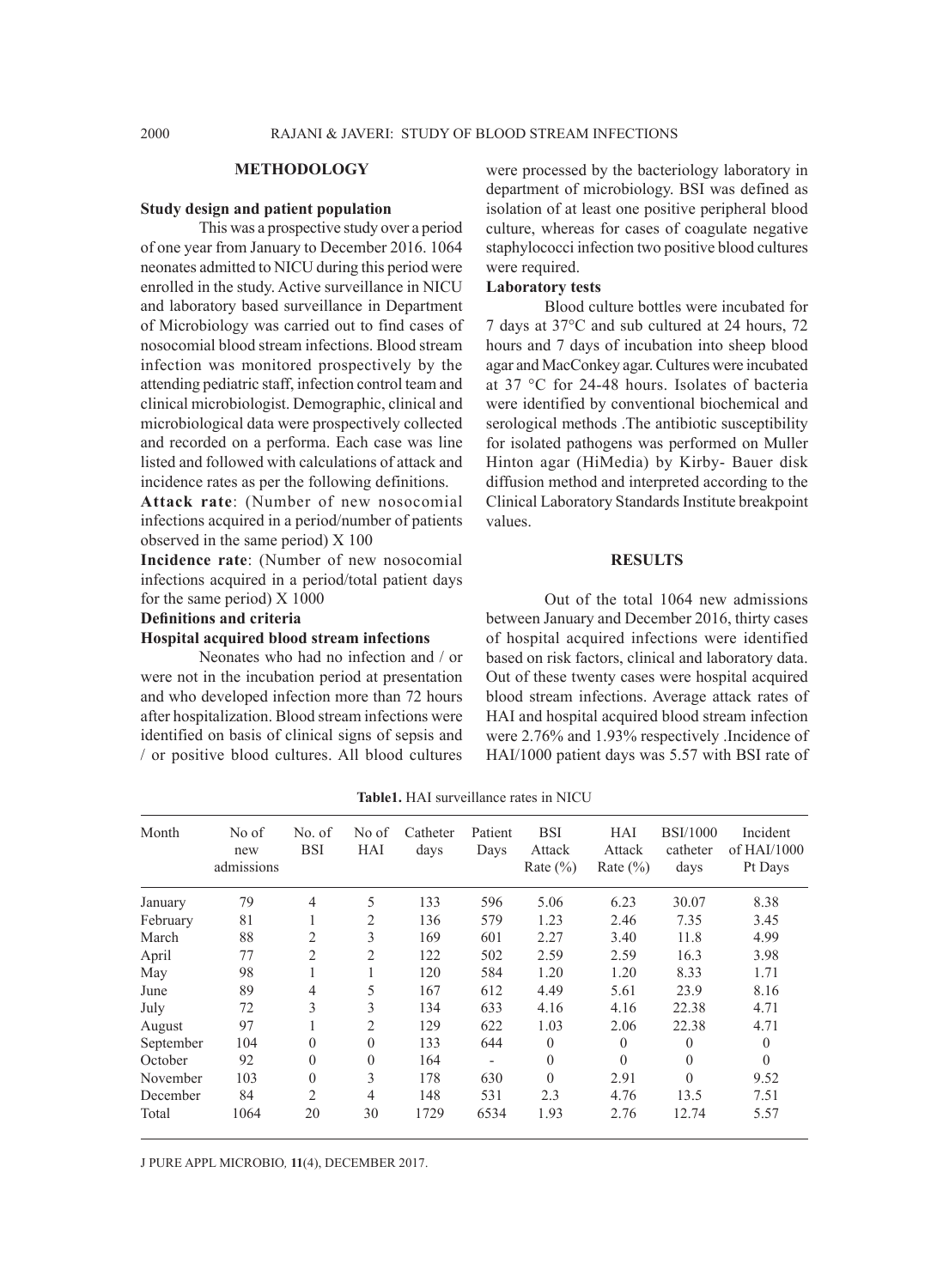## METHODOLOGY

### Study design and patient population

This was a prospective study over a period of one year from January to December 2016. 1064 neonates admitted to NICU during this period were enrolled in the study. Active surveillance in NICU and laboratory based surveillance in Department of Microbiology was carried out to find cases of nosocomial blood stream infections. Blood stream infection was monitored prospectively by the attending pediatric staff, infection control team and clinical microbiologist. Demographic, clinical and microbiological data were prospectively collected and recorded on a performa. Each case was line listed and followed with calculations of attack and incidence rates as per the following definitions.

**Attack rate**: (Number of new nosocomial infections acquired in a period/number of patients observed in the same period) X 100

**Incidence rate**: (Number of new nosocomial infections acquired in a period/total patient days for the same period) X 1000

### Definitions and criteria

### Hospital acquired blood stream infections

Neonates who had no infection and / or were not in the incubation period at presentation and who developed infection more than 72 hours after hospitalization. Blood stream infections were identified on basis of clinical signs of sepsis and / or positive blood cultures. All blood cultures were processed by the bacteriology laboratory in department of microbiology. BSI was defined as isolation of at least one positive peripheral blood culture, whereas for cases of coagulate negative staphylococci infection two positive blood cultures were required.

### Laboratory tests

Blood culture bottles were incubated for 7 days at 37°C and sub cultured at 24 hours, 72 hours and 7 days of incubation into sheep blood agar and MacConkey agar. Cultures were incubated at 37 °C for 24-48 hours. Isolates of bacteria were identified by conventional biochemical and serological methods .The antibiotic susceptibility for isolated pathogens was performed on Muller Hinton agar (HiMedia) by Kirby- Bauer disk diffusion method and interpreted according to the Clinical Laboratory Standards Institute breakpoint values.

## RESULTS

Out of the total 1064 new admissions between January and December 2016, thirty cases of hospital acquired infections were identified based on risk factors, clinical and laboratory data. Out of these twenty cases were hospital acquired blood stream infections. Average attack rates of HAI and hospital acquired blood stream infection were 2.76% and 1.93% respectively .Incidence of HAI/1000 patient days was 5.57 with BSI rate of

**Table1.** HAI surveillance rates in NICU

| Month | No of new admissions | No. of BSI | No of HAI | Catheter days | Patient Days | BSI Attack Rate (%) | HAI Attack Rate (%) | BSI/1000 catheter days | Incident of HAI/1000 Pt Days |
|---|---|---|---|---|---|---|---|---|---|
| January | 79 | 4 | 5 | 133 | 596 | 5.06 | 6.23 | 30.07 | 8.38 |
| February | 81 | 1 | 2 | 136 | 579 | 1.23 | 2.46 | 7.35 | 3.45 |
| March | 88 | 2 | 3 | 169 | 601 | 2.27 | 3.40 | 11.8 | 4.99 |
| April | 77 | 2 | 2 | 122 | 502 | 2.59 | 2.59 | 16.3 | 3.98 |
| May | 98 | 1 | 1 | 120 | 584 | 1.20 | 1.20 | 8.33 | 1.71 |
| June | 89 | 4 | 5 | 167 | 612 | 4.49 | 5.61 | 23.9 | 8.16 |
| July | 72 | 3 | 3 | 134 | 633 | 4.16 | 4.16 | 22.38 | 4.71 |
| August | 97 | 1 | 2 | 129 | 622 | 1.03 | 2.06 | 22.38 | 4.71 |
| September | 104 | 0 | 0 | 133 | 644 | 0 | 0 | 0 | 0 |
| October | 92 | 0 | 0 | 164 | - | 0 | 0 | 0 | 0 |
| November | 103 | 0 | 3 | 178 | 630 | 0 | 2.91 | 0 | 9.52 |
| December | 84 | 2 | 4 | 148 | 531 | 2.3 | 4.76 | 13.5 | 7.51 |
| Total | 1064 | 20 | 30 | 1729 | 6534 | 1.93 | 2.76 | 12.74 | 5.57 |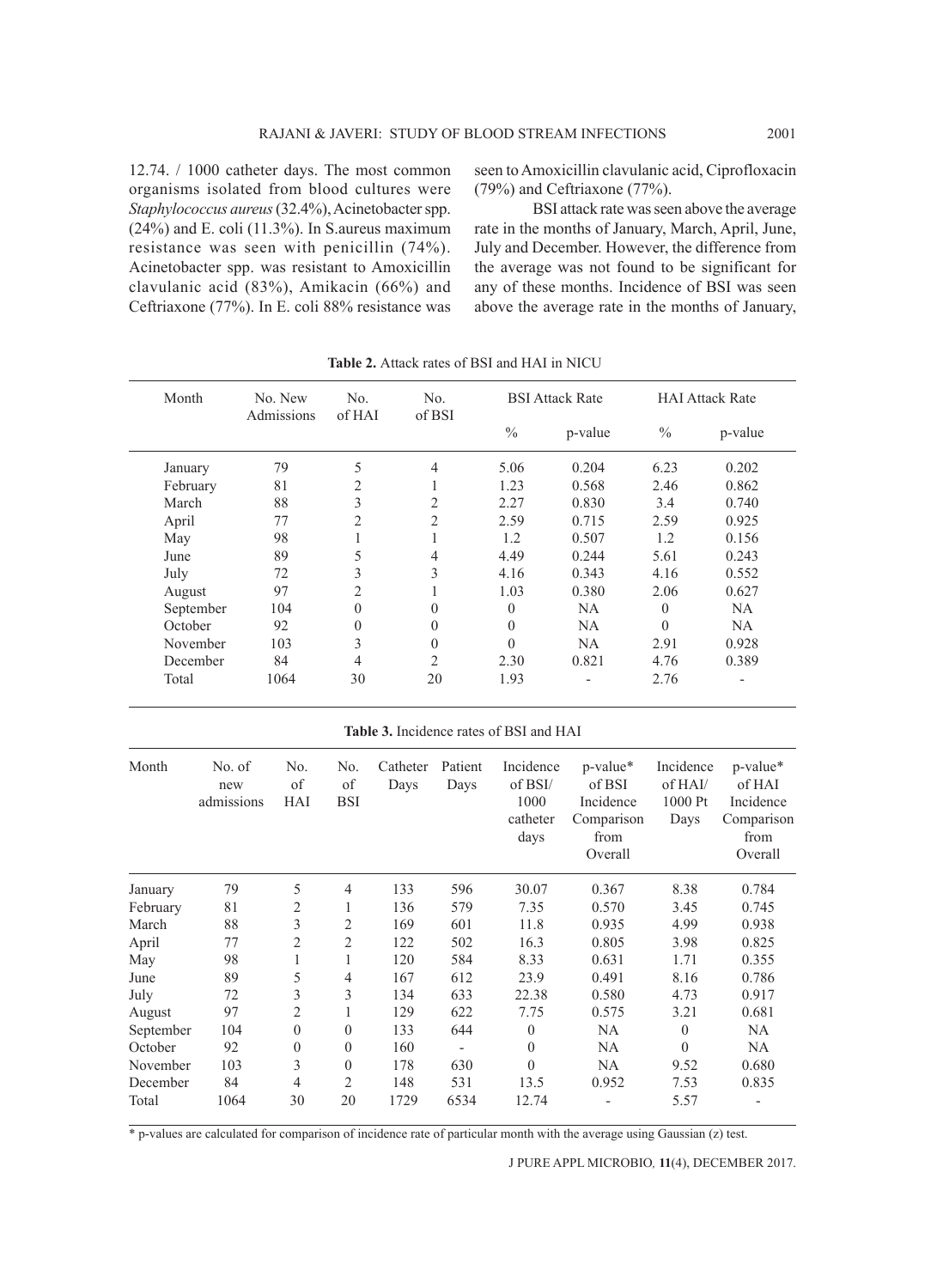12.74. / 1000 catheter days. The most common organisms isolated from blood cultures were *Staphylococcus aureus* (32.4%), Acinetobacter spp. (24%) and E. coli (11.3%). In S.aureus maximum resistance was seen with penicillin (74%). Acinetobacter spp. was resistant to Amoxicillin clavulanic acid (83%), Amikacin (66%) and Ceftriaxone (77%). In E. coli 88% resistance was seen to Amoxicillin clavulanic acid, Ciprofloxacin (79%) and Ceftriaxone (77%).

BSI attack rate was seen above the average rate in the months of January, March, April, June, July and December. However, the difference from the average was not found to be significant for any of these months. Incidence of BSI was seen above the average rate in the months of January,

**Table 2.** Attack rates of BSI and HAI in NICU

| Month | No. New Admissions | No. of HAI | No. of BSI | BSI Attack Rate | | HAI Attack Rate | |
|---|---|---|---|---|---|---|---|
| | | | | % | p-value | % | p-value |
| January | 79 | 5 | 4 | 5.06 | 0.204 | 6.23 | 0.202 |
| February | 81 | 2 | 1 | 1.23 | 0.568 | 2.46 | 0.862 |
| March | 88 | 3 | 2 | 2.27 | 0.830 | 3.4 | 0.740 |
| April | 77 | 2 | 2 | 2.59 | 0.715 | 2.59 | 0.925 |
| May | 98 | 1 | 1 | 1.2 | 0.507 | 1.2 | 0.156 |
| June | 89 | 5 | 4 | 4.49 | 0.244 | 5.61 | 0.243 |
| July | 72 | 3 | 3 | 4.16 | 0.343 | 4.16 | 0.552 |
| August | 97 | 2 | 1 | 1.03 | 0.380 | 2.06 | 0.627 |
| September | 104 | 0 | 0 | 0 | NA | 0 | NA |
| October | 92 | 0 | 0 | 0 | NA | 0 | NA |
| November | 103 | 3 | 0 | 0 | NA | 2.91 | 0.928 |
| December | 84 | 4 | 2 | 2.30 | 0.821 | 4.76 | 0.389 |
| Total | 1064 | 30 | 20 | 1.93 | - | 2.76 | - |

**Table 3.** Incidence rates of BSI and HAI

| Month | No. of new admissions | No. of HAI | No. of BSI | Catheter Days | Patient Days | Incidence of BSI/ 1000 catheter days | p-value* of BSI Incidence Comparison from Overall | Incidence of HAI/ 1000 Pt Days | p-value* of HAI Incidence Comparison from Overall |
|---|---|---|---|---|---|---|---|---|---|
| January | 79 | 5 | 4 | 133 | 596 | 30.07 | 0.367 | 8.38 | 0.784 |
| February | 81 | 2 | 1 | 136 | 579 | 7.35 | 0.570 | 3.45 | 0.745 |
| March | 88 | 3 | 2 | 169 | 601 | 11.8 | 0.935 | 4.99 | 0.938 |
| April | 77 | 2 | 2 | 122 | 502 | 16.3 | 0.805 | 3.98 | 0.825 |
| May | 98 | 1 | 1 | 120 | 584 | 8.33 | 0.631 | 1.71 | 0.355 |
| June | 89 | 5 | 4 | 167 | 612 | 23.9 | 0.491 | 8.16 | 0.786 |
| July | 72 | 3 | 3 | 134 | 633 | 22.38 | 0.580 | 4.73 | 0.917 |
| August | 97 | 2 | 1 | 129 | 622 | 7.75 | 0.575 | 3.21 | 0.681 |
| September | 104 | 0 | 0 | 133 | 644 | 0 | NA | 0 | NA |
| October | 92 | 0 | 0 | 160 | - | 0 | NA | 0 | NA |
| November | 103 | 3 | 0 | 178 | 630 | 0 | NA | 9.52 | 0.680 |
| December | 84 | 4 | 2 | 148 | 531 | 13.5 | 0.952 | 7.53 | 0.835 |
| Total | 1064 | 30 | 20 | 1729 | 6534 | 12.74 | - | 5.57 | - |

\* p-values are calculated for comparison of incidence rate of particular month with the average using Gaussian (z) test.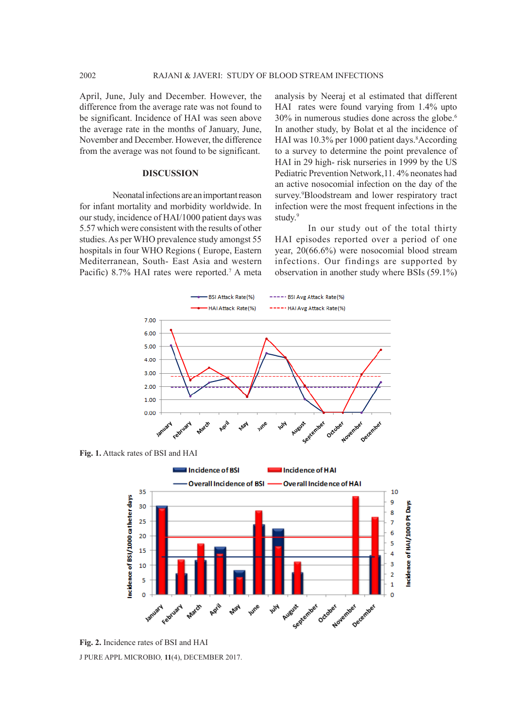April, June, July and December. However, the difference from the average rate was not found to be significant. Incidence of HAI was seen above the average rate in the months of January, June, November and December. However, the difference from the average was not found to be significant.

## DISCUSSION

Neonatal infections are an important reason for infant mortality and morbidity worldwide. In our study, incidence of HAI/1000 patient days was 5.57 which were consistent with the results of other studies. As per WHO prevalence study amongst 55 hospitals in four WHO Regions ( Europe, Eastern Mediterranean, South- East Asia and western Pacific) 8.7% HAI rates were reported.[7] A meta analysis by Neeraj et al estimated that different HAI rates were found varying from 1.4% upto 30% in numerous studies done across the globe.[6] In another study, by Bolat et al the incidence of HAI was 10.3% per 1000 patient days.[8] According to a survey to determine the point prevalence of HAI in 29 high- risk nurseries in 1999 by the US Pediatric Prevention Network,11. 4% neonates had an active nosocomial infection on the day of the survey.[9] Bloodstream and lower respiratory tract infection were the most frequent infections in the study.[9]

In our study out of the total thirty HAI episodes reported over a period of one year, 20(66.6%) were nosocomial blood stream infections. Our findings are supported by observation in another study where BSIs (59.1%)

**Fig. 1.** Attack rates of BSI and HAI

**Fig. 2.** Incidence rates of BSI and HAI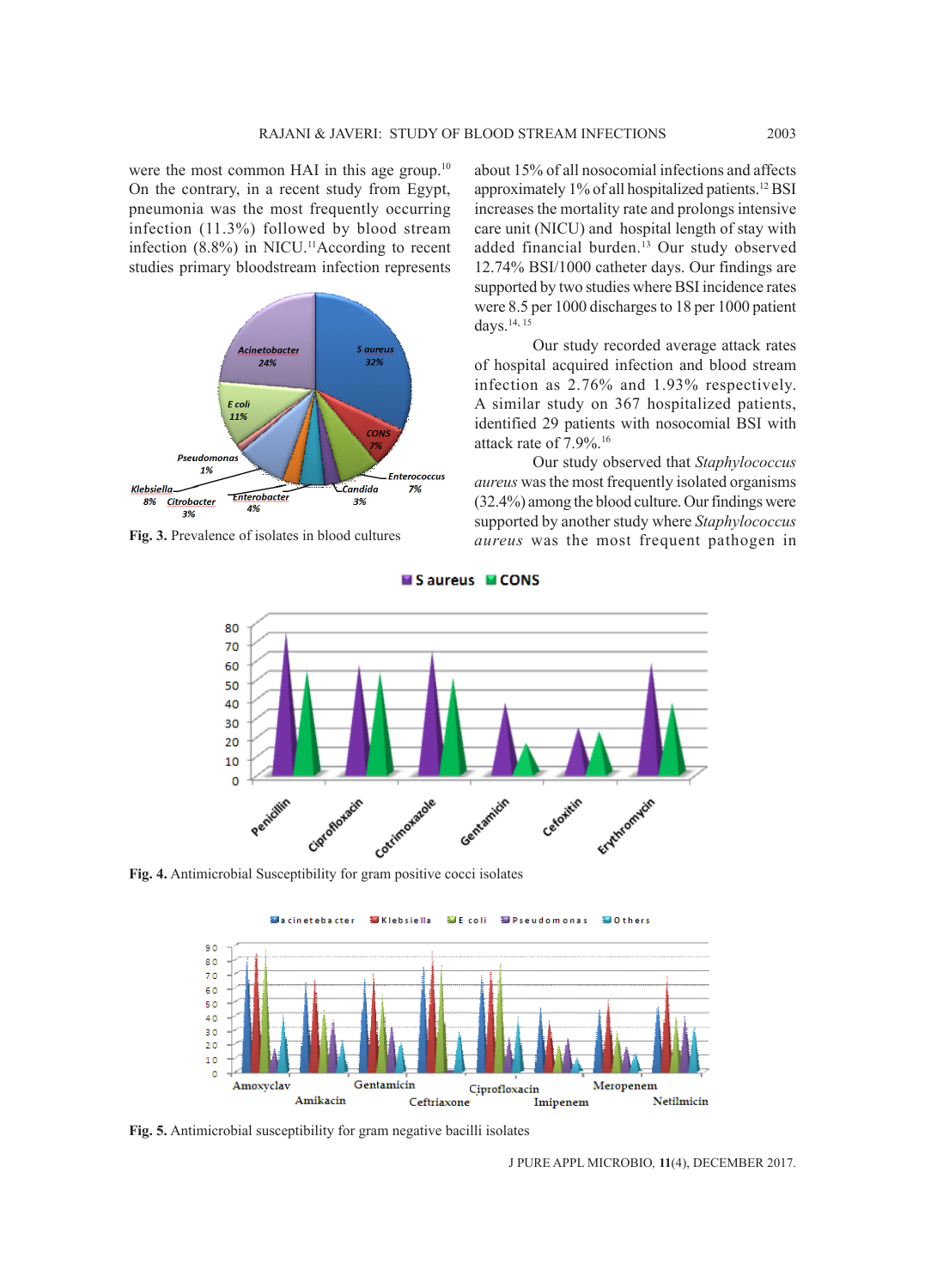were the most common HAI in this age group.[10] On the contrary, in a recent study from Egypt, pneumonia was the most frequently occurring infection (11.3%) followed by blood stream infection (8.8%) in NICU.[11] According to recent studies primary bloodstream infection represents about 15% of all nosocomial infections and affects approximately 1% of all hospitalized patients.[12] BSI increases the mortality rate and prolongs intensive care unit (NICU) and hospital length of stay with added financial burden.[13] Our study observed 12.74% BSI/1000 catheter days. Our findings are supported by two studies where BSI incidence rates were 8.5 per 1000 discharges to 18 per 1000 patient days.[14, 15]

Our study recorded average attack rates of hospital acquired infection and blood stream infection as 2.76% and 1.93% respectively. A similar study on 367 hospitalized patients, identified 29 patients with nosocomial BSI with attack rate of 7.9%.[16]

Our study observed that *Staphylococcus aureus* was the most frequently isolated organisms (32.4%) among the blood culture. Our findings were supported by another study where *Staphylococcus aureus* was the most frequent pathogen in

**Fig. 3.** Prevalence of isolates in blood cultures

**Fig. 4.** Antimicrobial Susceptibility for gram positive cocci isolates

**Fig. 5.** Antimicrobial susceptibility for gram negative bacilli isolates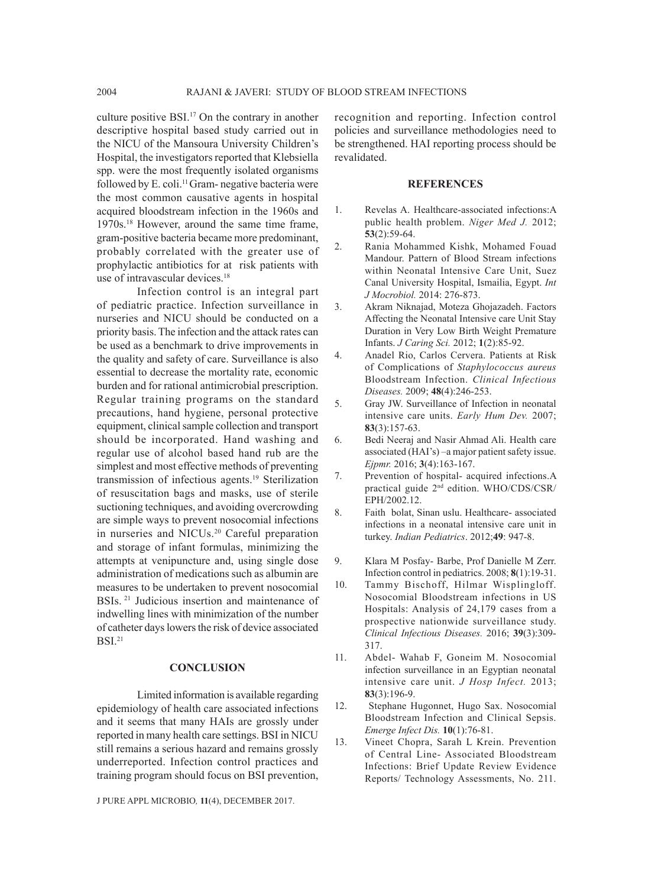culture positive BSI.[17] On the contrary in another descriptive hospital based study carried out in the NICU of the Mansoura University Children's Hospital, the investigators reported that Klebsiella spp. were the most frequently isolated organisms followed by E. coli.[11] Gram- negative bacteria were the most common causative agents in hospital acquired bloodstream infection in the 1960s and 1970s.[18] However, around the same time frame, gram-positive bacteria became more predominant, probably correlated with the greater use of prophylactic antibiotics for at risk patients with use of intravascular devices.[18]

Infection control is an integral part of pediatric practice. Infection surveillance in nurseries and NICU should be conducted on a priority basis. The infection and the attack rates can be used as a benchmark to drive improvements in the quality and safety of care. Surveillance is also essential to decrease the mortality rate, economic burden and for rational antimicrobial prescription. Regular training programs on the standard precautions, hand hygiene, personal protective equipment, clinical sample collection and transport should be incorporated. Hand washing and regular use of alcohol based hand rub are the simplest and most effective methods of preventing transmission of infectious agents.[19] Sterilization of resuscitation bags and masks, use of sterile suctioning techniques, and avoiding overcrowding are simple ways to prevent nosocomial infections in nurseries and NICUs.[20] Careful preparation and storage of infant formulas, minimizing the attempts at venipuncture and, using single dose administration of medications such as albumin are measures to be undertaken to prevent nosocomial BSIs.[21] Judicious insertion and maintenance of indwelling lines with minimization of the number of catheter days lowers the risk of device associated BSI.[21]

## CONCLUSION

Limited information is available regarding epidemiology of health care associated infections and it seems that many HAIs are grossly under reported in many health care settings. BSI in NICU still remains a serious hazard and remains grossly underreported. Infection control practices and training program should focus on BSI prevention, recognition and reporting. Infection control policies and surveillance methodologies need to be strengthened. HAI reporting process should be revalidated.

## REFERENCES

1. Revelas A. Healthcare-associated infections:A public health problem. *Niger Med J.* 2012; **53**(2):59-64.
2. Rania Mohammed Kishk, Mohamed Fouad Mandour. Pattern of Blood Stream infections within Neonatal Intensive Care Unit, Suez Canal University Hospital, Ismailia, Egypt. *Int J Mocrobiol.* 2014: 276-873.
3. Akram Niknajad, Moteza Ghojazadeh. Factors Affecting the Neonatal Intensive care Unit Stay Duration in Very Low Birth Weight Premature Infants. *J Caring Sci.* 2012; **1**(2):85-92.
4. Anadel Rio, Carlos Cervera. Patients at Risk of Complications of *Staphylococcus aureus* Bloodstream Infection. *Clinical Infectious Diseases.* 2009; **48**(4):246-253.
5. Gray JW. Surveillance of Infection in neonatal intensive care units. *Early Hum Dev.* 2007; **83**(3):157-63.
6. Bedi Neeraj and Nasir Ahmad Ali. Health care associated (HAI's) –a major patient safety issue. *Ejpmr.* 2016; **3**(4):163-167.
7. Prevention of hospital- acquired infections.A practical guide 2nd edition. WHO/CDS/CSR/EPH/2002.12.
8. Faith bolat, Sinan uslu. Healthcare- associated infections in a neonatal intensive care unit in turkey. *Indian Pediatrics*. 2012;**49**: 947-8.
9. Klara M Posfay- Barbe, Prof Danielle M Zerr. Infection control in pediatrics. 2008; **8**(1):19-31.
10. Tammy Bischoff, Hilmar Wisplingloff. Nosocomial Bloodstream infections in US Hospitals: Analysis of 24,179 cases from a prospective nationwide surveillance study. *Clinical Infectious Diseases.* 2016; **39**(3):309-317.
11. Abdel- Wahab F, Goneim M. Nosocomial infection surveillance in an Egyptian neonatal intensive care unit. *J Hosp Infect.* 2013; **83**(3):196-9.
12. Stephane Hugonnet, Hugo Sax. Nosocomial Bloodstream Infection and Clinical Sepsis. *Emerge Infect Dis.* **10**(1):76-81.
13. Vineet Chopra, Sarah L Krein. Prevention of Central Line- Associated Bloodstream Infections: Brief Update Review Evidence Reports/ Technology Assessments, No. 211.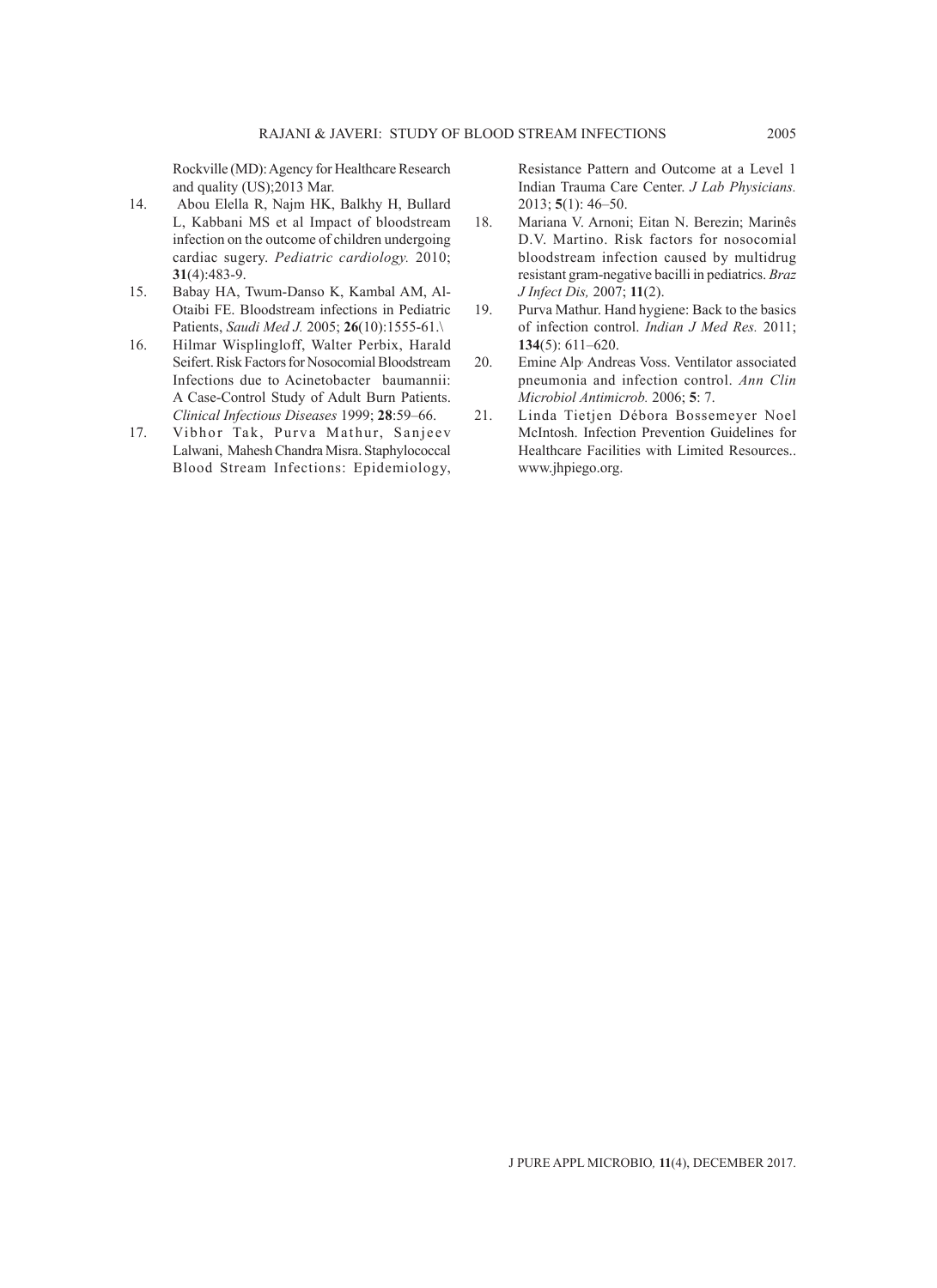Rockville (MD): Agency for Healthcare Research and quality (US);2013 Mar.

14. Abou Elella R, Najm HK, Balkhy H, Bullard L, Kabbani MS et al Impact of bloodstream infection on the outcome of children undergoing cardiac sugery. *Pediatric cardiology.* 2010; **31**(4):483-9.
15. Babay HA, Twum-Danso K, Kambal AM, Al-Otaibi FE. Bloodstream infections in Pediatric Patients, *Saudi Med J.* 2005; **26**(10):1555-61.\
16. Hilmar Wisplingloff, Walter Perbix, Harald Seifert. Risk Factors for Nosocomial Bloodstream Infections due to Acinetobacter baumannii: A Case-Control Study of Adult Burn Patients. *Clinical Infectious Diseases* 1999; **28**:59–66.
17. Vibhor Tak, Purva Mathur, Sanjeev Lalwani, Mahesh Chandra Misra. Staphylococcal Blood Stream Infections: Epidemiology, Resistance Pattern and Outcome at a Level 1 Indian Trauma Care Center. *J Lab Physicians.* 2013; **5**(1): 46–50.
18. Mariana V. Arnoni; Eitan N. Berezin; Marinês D.V. Martino. Risk factors for nosocomial bloodstream infection caused by multidrug resistant gram-negative bacilli in pediatrics. *Braz J Infect Dis,* 2007; **11**(2).
19. Purva Mathur. Hand hygiene: Back to the basics of infection control. *Indian J Med Res.* 2011; **134**(5): 611–620.
20. Emine Alp, Andreas Voss. Ventilator associated pneumonia and infection control. *Ann Clin Microbiol Antimicrob.* 2006; **5**: 7.
21. Linda Tietjen Débora Bossemeyer Noel McIntosh. Infection Prevention Guidelines for Healthcare Facilities with Limited Resources.. www.jhpiego.org.